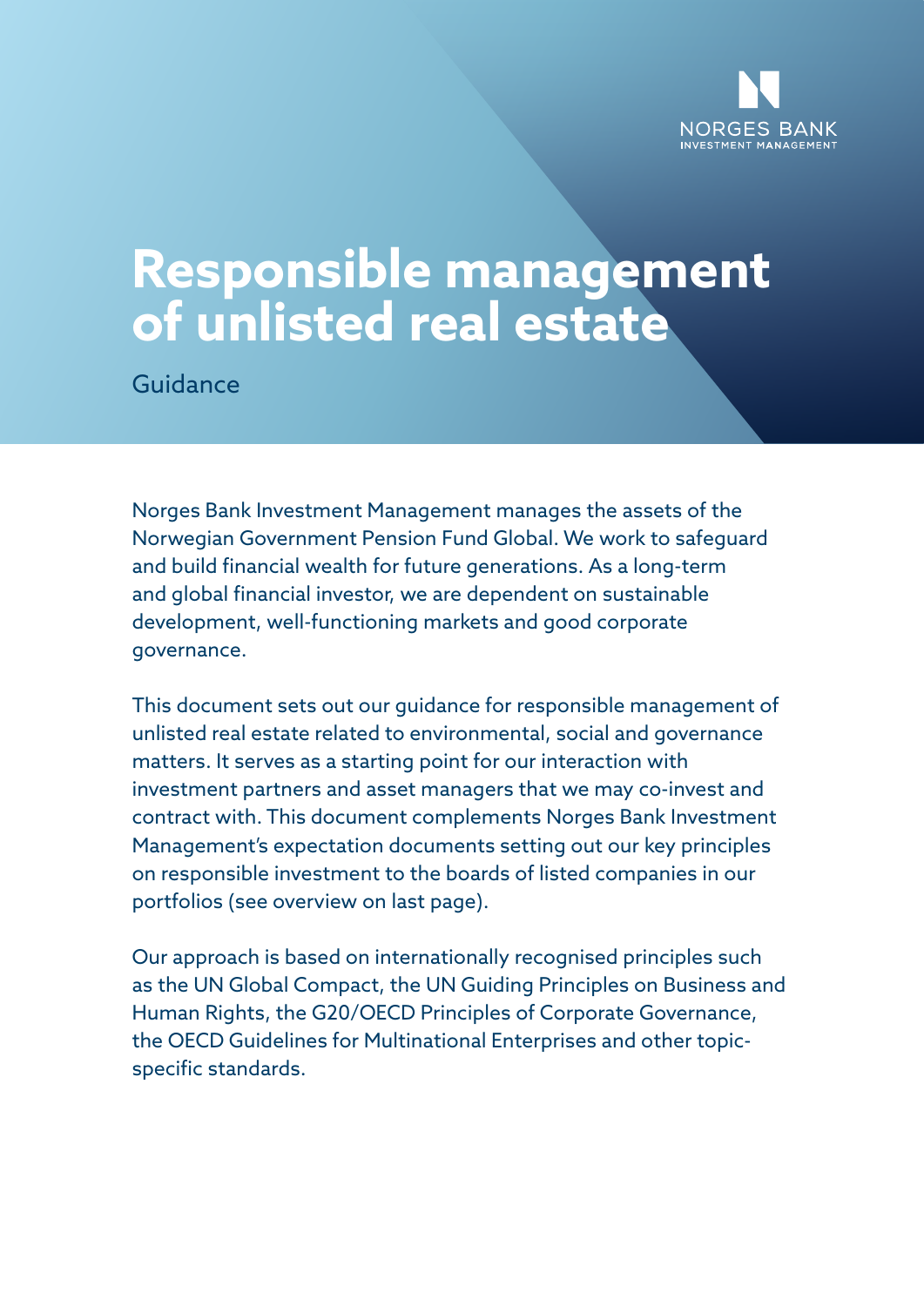# Responsible management of unlisted real estate

Guidance

Norges Bank Investment Management manages the assets of the Norwegian Government Pension Fund Global. We work to safeguard and build financial wealth for future generations. As a long-term and global financial investor, we are dependent on sustainable development, well-functioning markets and good corporate governance.

This document sets out our guidance for responsible management of unlisted real estate related to environmental, social and governance matters. It serves as a starting point for our interaction with investment partners and asset managers that we may co-invest and contract with. This document complements Norges Bank Investment Management's expectation documents setting out our key principles on responsible investment to the boards of listed companies in our portfolios (see overview on last page).

Our approach is based on internationally recognised principles such as the UN Global Compact, the UN Guiding Principles on Business and Human Rights, the G20/OECD Principles of Corporate Governance, the OECD Guidelines for Multinational Enterprises and other topic-specific standards.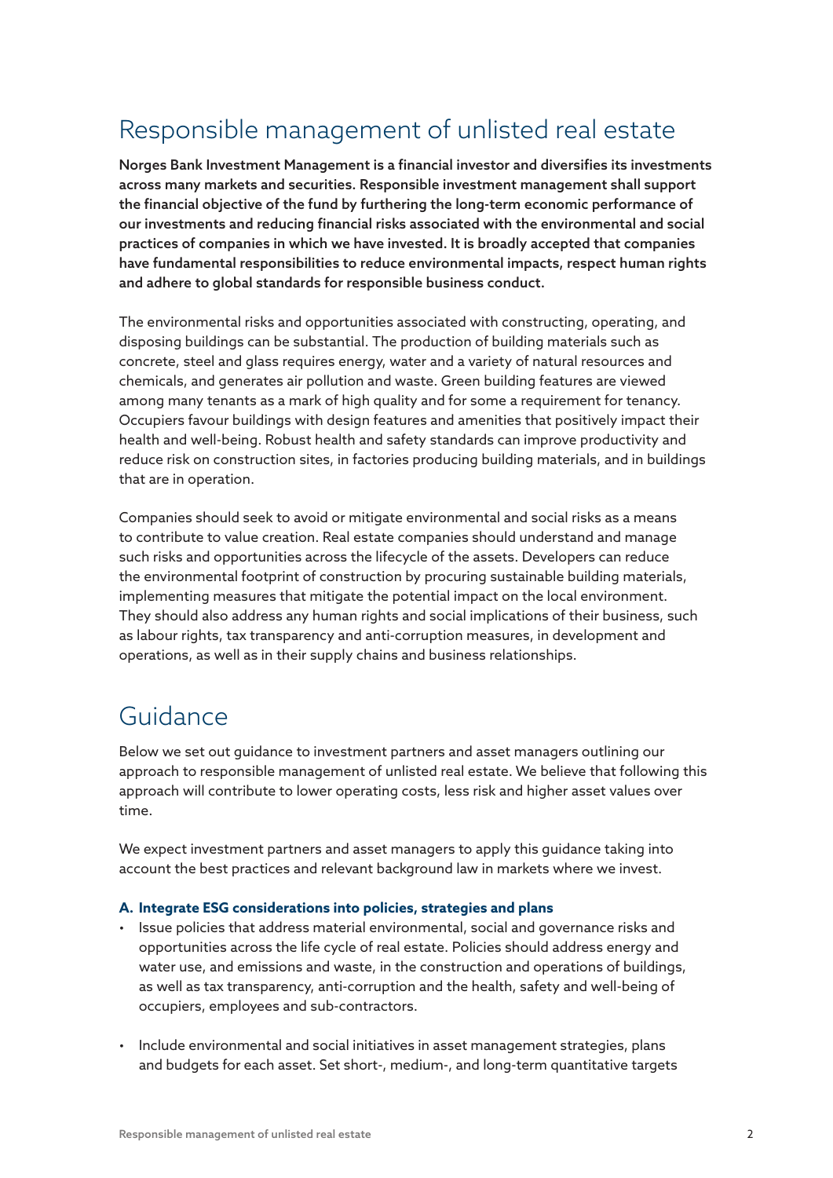# Responsible management of unlisted real estate

**Norges Bank Investment Management is a financial investor and diversifies its investments across many markets and securities. Responsible investment management shall support the financial objective of the fund by furthering the long-term economic performance of our investments and reducing financial risks associated with the environmental and social practices of companies in which we have invested. It is broadly accepted that companies have fundamental responsibilities to reduce environmental impacts, respect human rights and adhere to global standards for responsible business conduct.**

The environmental risks and opportunities associated with constructing, operating, and disposing buildings can be substantial. The production of building materials such as concrete, steel and glass requires energy, water and a variety of natural resources and chemicals, and generates air pollution and waste. Green building features are viewed among many tenants as a mark of high quality and for some a requirement for tenancy. Occupiers favour buildings with design features and amenities that positively impact their health and well-being. Robust health and safety standards can improve productivity and reduce risk on construction sites, in factories producing building materials, and in buildings that are in operation.

Companies should seek to avoid or mitigate environmental and social risks as a means to contribute to value creation. Real estate companies should understand and manage such risks and opportunities across the lifecycle of the assets. Developers can reduce the environmental footprint of construction by procuring sustainable building materials, implementing measures that mitigate the potential impact on the local environment. They should also address any human rights and social implications of their business, such as labour rights, tax transparency and anti-corruption measures, in development and operations, as well as in their supply chains and business relationships.

# Guidance

Below we set out guidance to investment partners and asset managers outlining our approach to responsible management of unlisted real estate. We believe that following this approach will contribute to lower operating costs, less risk and higher asset values over time.

We expect investment partners and asset managers to apply this guidance taking into account the best practices and relevant background law in markets where we invest.

### A. Integrate ESG considerations into policies, strategies and plans

- Issue policies that address material environmental, social and governance risks and opportunities across the life cycle of real estate. Policies should address energy and water use, and emissions and waste, in the construction and operations of buildings, as well as tax transparency, anti-corruption and the health, safety and well-being of occupiers, employees and sub-contractors.

- Include environmental and social initiatives in asset management strategies, plans and budgets for each asset. Set short-, medium-, and long-term quantitative targets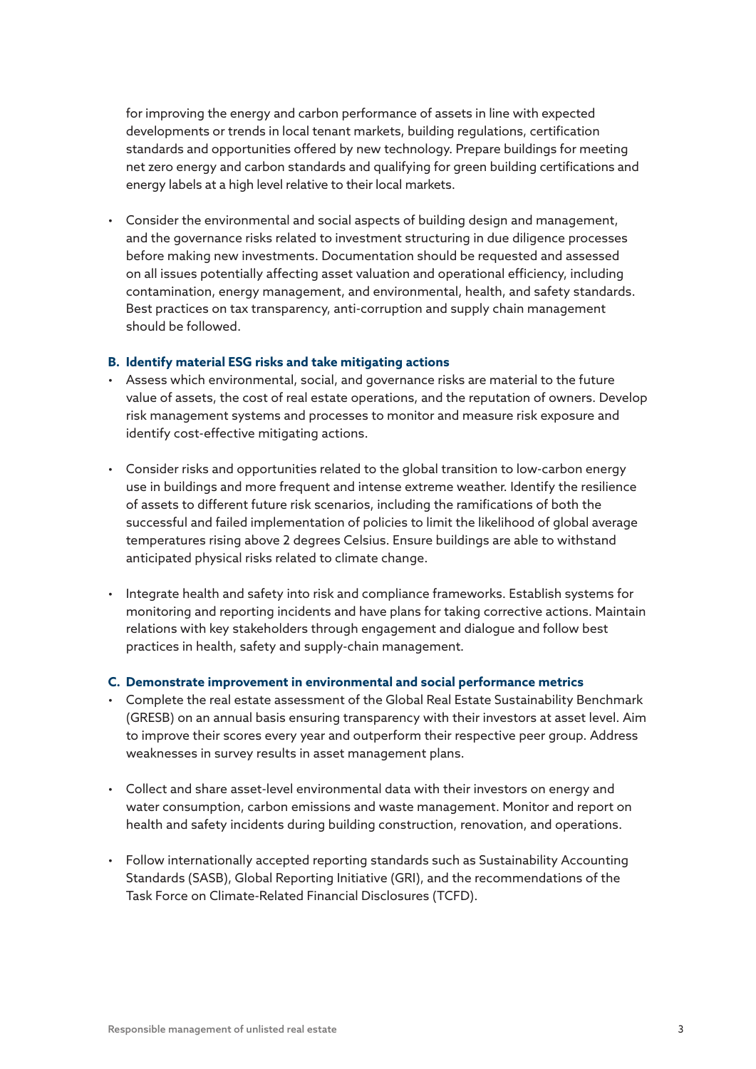for improving the energy and carbon performance of assets in line with expected developments or trends in local tenant markets, building regulations, certification standards and opportunities offered by new technology. Prepare buildings for meeting net zero energy and carbon standards and qualifying for green building certifications and energy labels at a high level relative to their local markets.

- Consider the environmental and social aspects of building design and management, and the governance risks related to investment structuring in due diligence processes before making new investments. Documentation should be requested and assessed on all issues potentially affecting asset valuation and operational efficiency, including contamination, energy management, and environmental, health, and safety standards. Best practices on tax transparency, anti-corruption and supply chain management should be followed.

**B. Identify material ESG risks and take mitigating actions**

- Assess which environmental, social, and governance risks are material to the future value of assets, the cost of real estate operations, and the reputation of owners. Develop risk management systems and processes to monitor and measure risk exposure and identify cost-effective mitigating actions.

- Consider risks and opportunities related to the global transition to low-carbon energy use in buildings and more frequent and intense extreme weather. Identify the resilience of assets to different future risk scenarios, including the ramifications of both the successful and failed implementation of policies to limit the likelihood of global average temperatures rising above 2 degrees Celsius. Ensure buildings are able to withstand anticipated physical risks related to climate change.

- Integrate health and safety into risk and compliance frameworks. Establish systems for monitoring and reporting incidents and have plans for taking corrective actions. Maintain relations with key stakeholders through engagement and dialogue and follow best practices in health, safety and supply-chain management.

**C. Demonstrate improvement in environmental and social performance metrics**

- Complete the real estate assessment of the Global Real Estate Sustainability Benchmark (GRESB) on an annual basis ensuring transparency with their investors at asset level. Aim to improve their scores every year and outperform their respective peer group. Address weaknesses in survey results in asset management plans.

- Collect and share asset-level environmental data with their investors on energy and water consumption, carbon emissions and waste management. Monitor and report on health and safety incidents during building construction, renovation, and operations.

- Follow internationally accepted reporting standards such as Sustainability Accounting Standards (SASB), Global Reporting Initiative (GRI), and the recommendations of the Task Force on Climate-Related Financial Disclosures (TCFD).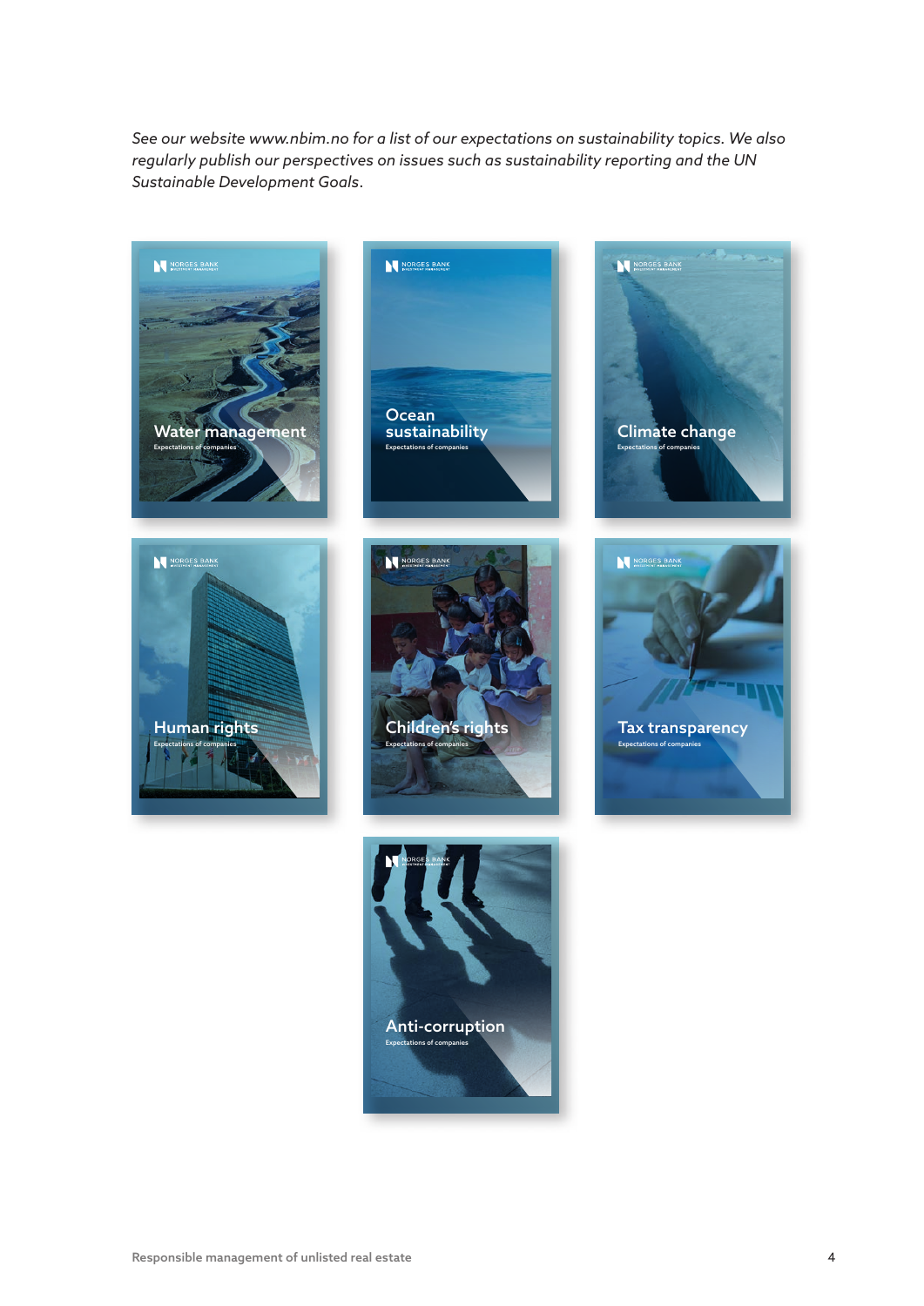*See our website www.nbim.no for a list of our expectations on sustainability topics. We also regularly publish our perspectives on issues such as sustainability reporting and the UN Sustainable Development Goals.*

Water management
Expectations of companies

Ocean sustainability
Expectations of companies

Climate change
Expectations of companies

Human rights
Expectations of companies

Children's rights
Expectations of companies

Tax transparency
Expectations of companies

Anti-corruption
Expectations of companies